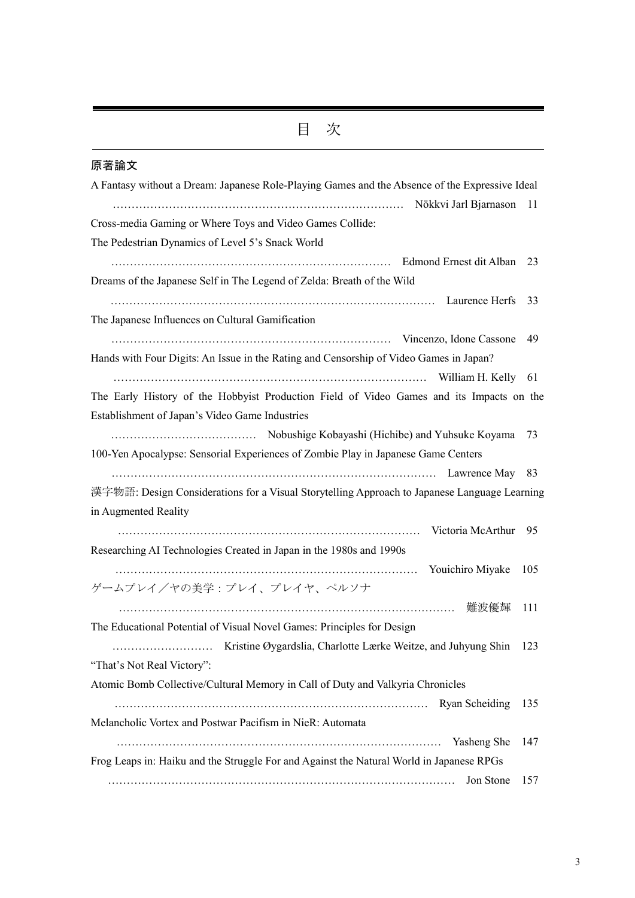# 目　次

## 原著論文

A Fantasy without a Dream: Japanese Role-Playing Games and the Absence of the Expressive Ideal
…………………………………………………………………… Nökkvi Jarl Bjarnason 11

Cross-media Gaming or Where Toys and Video Games Collide:
The Pedestrian Dynamics of Level 5's Snack World
………………………………………………………………… Edmond Ernest dit Alban 23

Dreams of the Japanese Self in The Legend of Zelda: Breath of the Wild
…………………………………………………………………………… Laurence Herfs 33

The Japanese Influences on Cultural Gamification
………………………………………………………………… Vincenzo, Idone Cassone 49

Hands with Four Digits: An Issue in the Rating and Censorship of Video Games in Japan?
………………………………………………………………………… William H. Kelly 61

The Early History of the Hobbyist Production Field of Video Games and its Impacts on the Establishment of Japan's Video Game Industries
………………………………… Nobushige Kobayashi (Hichibe) and Yuhsuke Koyama 73

100-Yen Apocalypse: Sensorial Experiences of Zombie Play in Japanese Game Centers
…………………………………………………………………………… Lawrence May 83

漢字物語: Design Considerations for a Visual Storytelling Approach to Japanese Language Learning in Augmented Reality
……………………………………………………………………… Victoria McArthur 95

Researching AI Technologies Created in Japan in the 1980s and 1990s
……………………………………………………………………… Youichiro Miyake 105

ゲームプレイ／ヤの美学：プレイ、プレイヤ、ペルソナ
……………………………………………………………………………… 難波優輝 111

The Educational Potential of Visual Novel Games: Principles for Design
……………………… Kristine Øygardslia, Charlotte Lærke Weitze, and Juhyung Shin 123

"That's Not Real Victory":
Atomic Bomb Collective/Cultural Memory in Call of Duty and Valkyria Chronicles
………………………………………………………………………… Ryan Scheiding 135

Melancholic Vortex and Postwar Pacifism in NieR: Automata
…………………………………………………………………………… Yasheng She 147

Frog Leaps in: Haiku and the Struggle For and Against the Natural World in Japanese RPGs
………………………………………………………………………………… Jon Stone 157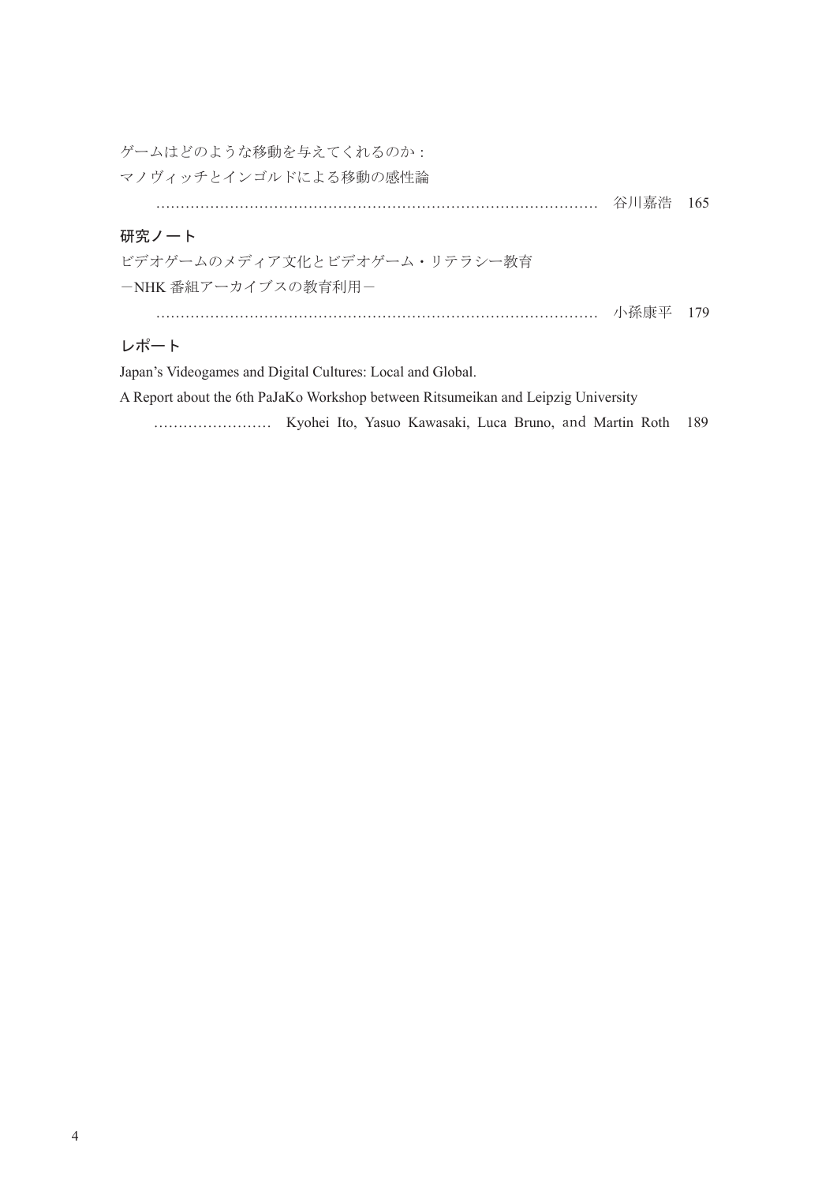ゲームはどのような移動を与えてくれるのか：
マノヴィッチとインゴルドによる移動の感性論

……………………………………………………………………………… 谷川嘉浩 165

## 研究ノート

ビデオゲームのメディア文化とビデオゲーム・リテラシー教育
－NHK 番組アーカイブスの教育利用－

……………………………………………………………………………… 小孫康平 179

## レポート

Japan's Videogames and Digital Cultures: Local and Global.
A Report about the 6th PaJaKo Workshop between Ritsumeikan and Leipzig University

…………………… Kyohei Ito, Yasuo Kawasaki, Luca Bruno, and Martin Roth 189